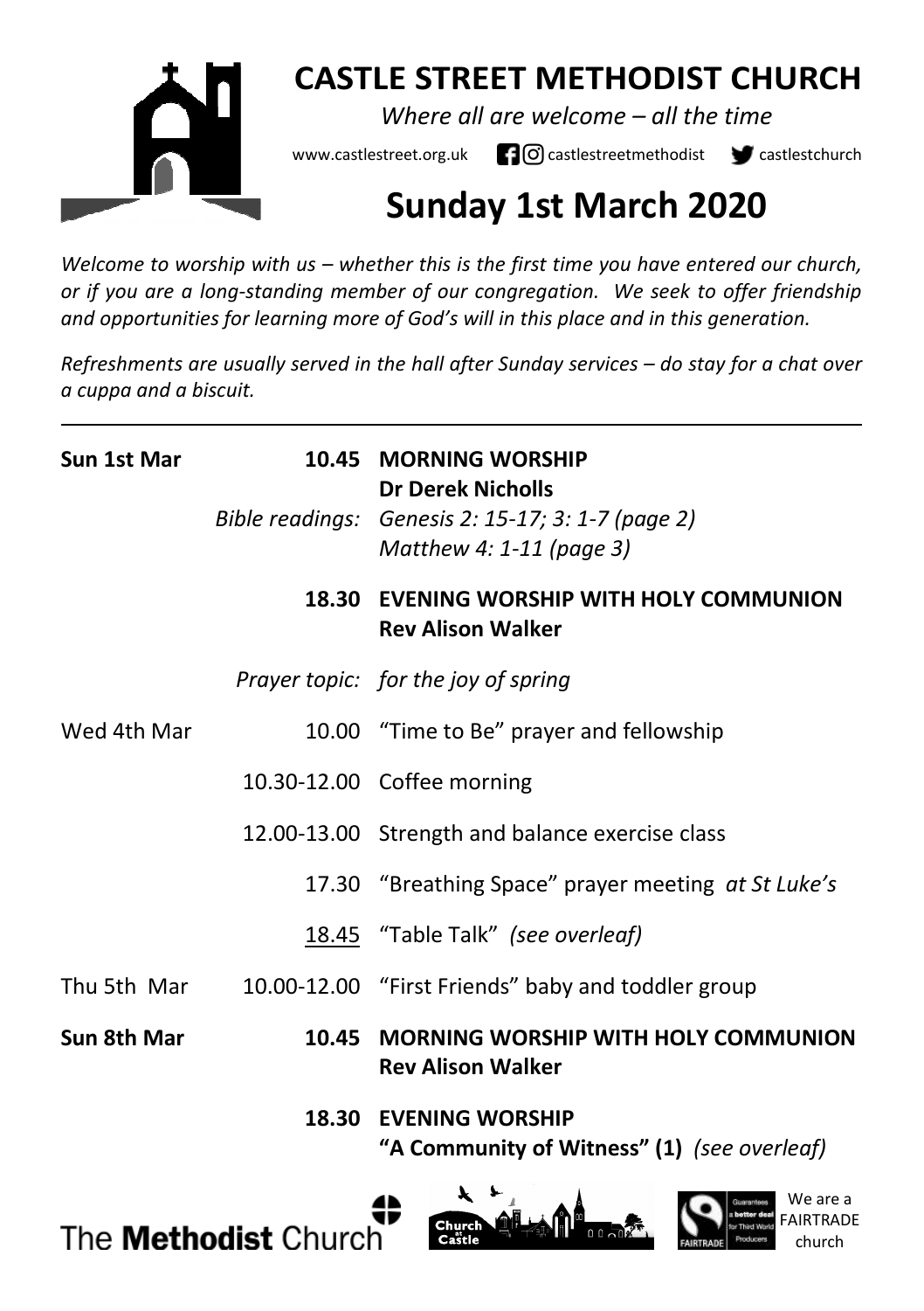# CASTLE STREET METHODIST CHURCH

*Where all are welcome – all the time*

www.castlestreet.org.uk castlestreetmethodist castlestchurch

# Sunday 1st March 2020

*Welcome to worship with us – whether this is the first time you have entered our church, or if you are a long-standing member of our congregation. We seek to offer friendship and opportunities for learning more of God's will in this place and in this generation.*

*Refreshments are usually served in the hall after Sunday services – do stay for a chat over a cuppa and a biscuit.*

---

| | | |
|---|---|---|
| **Sun 1st Mar** | **10.45** | **MORNING WORSHIP**<br>**Dr Derek Nicholls** |
| | *Bible readings:* | *Genesis 2: 15-17; 3: 1-7 (page 2)*<br>*Matthew 4: 1-11 (page 3)* |
| | **18.30** | **EVENING WORSHIP WITH HOLY COMMUNION**<br>**Rev Alison Walker** |
| | *Prayer topic:* | *for the joy of spring* |
| Wed 4th Mar | 10.00 | "Time to Be" prayer and fellowship |
| | 10.30-12.00 | Coffee morning |
| | 12.00-13.00 | Strength and balance exercise class |
| | 17.30 | "Breathing Space" prayer meeting *at St Luke's* |
| | 18.45 | "Table Talk" *(see overleaf)* |
| Thu 5th Mar | 10.00-12.00 | "First Friends" baby and toddler group |
| **Sun 8th Mar** | **10.45** | **MORNING WORSHIP WITH HOLY COMMUNION**<br>**Rev Alison Walker** |
| | **18.30** | **EVENING WORSHIP**<br>**"A Community of Witness" (1)** *(see overleaf)* |

The **Methodist** Church

We are a FAIRTRADE church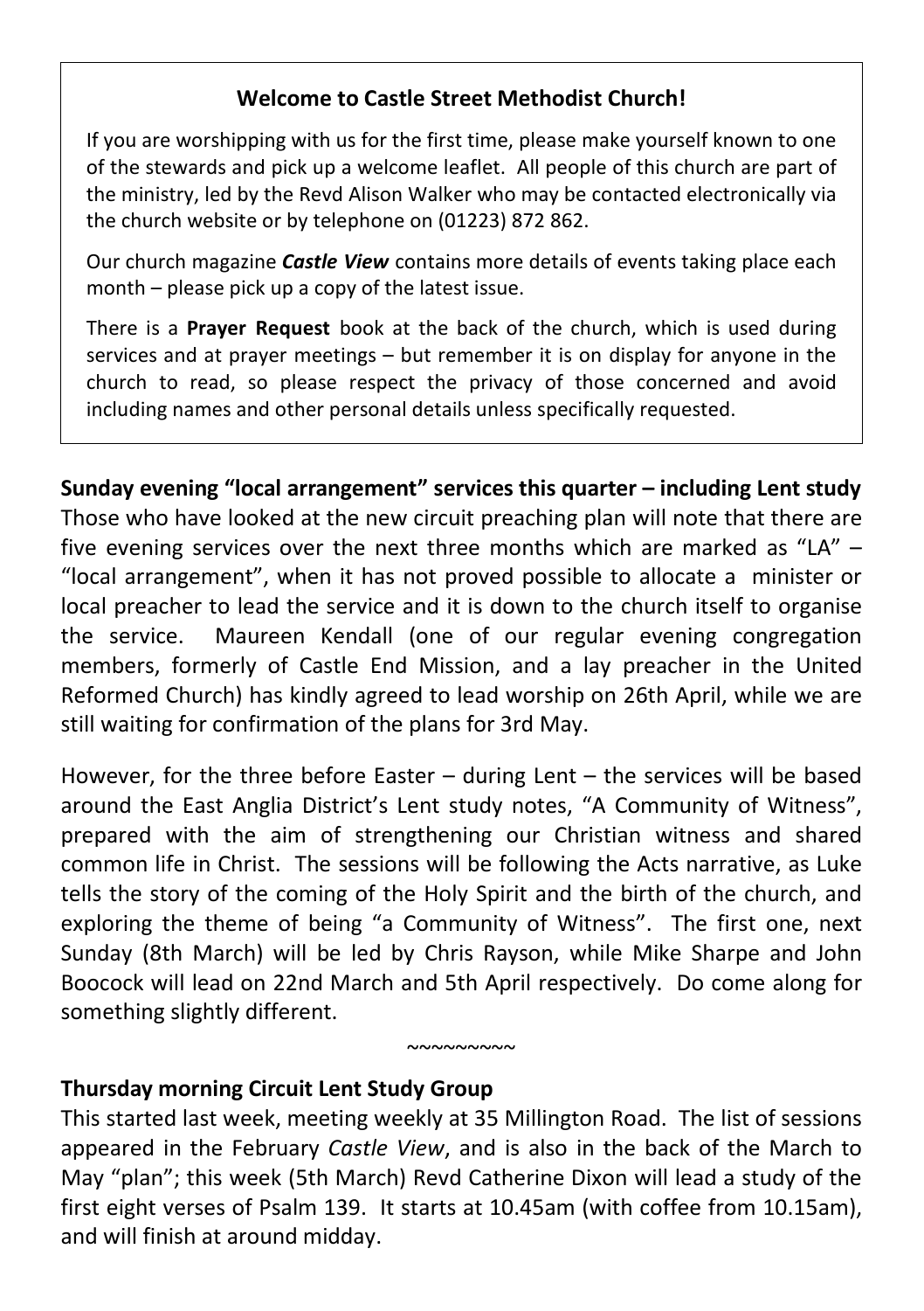**Welcome to Castle Street Methodist Church!**

If you are worshipping with us for the first time, please make yourself known to one of the stewards and pick up a welcome leaflet. All people of this church are part of the ministry, led by the Revd Alison Walker who may be contacted electronically via the church website or by telephone on (01223) 872 862.

Our church magazine ***Castle View*** contains more details of events taking place each month – please pick up a copy of the latest issue.

There is a **Prayer Request** book at the back of the church, which is used during services and at prayer meetings – but remember it is on display for anyone in the church to read, so please respect the privacy of those concerned and avoid including names and other personal details unless specifically requested.

**Sunday evening "local arrangement" services this quarter – including Lent study**

Those who have looked at the new circuit preaching plan will note that there are five evening services over the next three months which are marked as "LA" – "local arrangement", when it has not proved possible to allocate a minister or local preacher to lead the service and it is down to the church itself to organise the service. Maureen Kendall (one of our regular evening congregation members, formerly of Castle End Mission, and a lay preacher in the United Reformed Church) has kindly agreed to lead worship on 26th April, while we are still waiting for confirmation of the plans for 3rd May.

However, for the three before Easter – during Lent – the services will be based around the East Anglia District's Lent study notes, "A Community of Witness", prepared with the aim of strengthening our Christian witness and shared common life in Christ. The sessions will be following the Acts narrative, as Luke tells the story of the coming of the Holy Spirit and the birth of the church, and exploring the theme of being "a Community of Witness". The first one, next Sunday (8th March) will be led by Chris Rayson, while Mike Sharpe and John Boocock will lead on 22nd March and 5th April respectively. Do come along for something slightly different.

~~~~~~~~~

**Thursday morning Circuit Lent Study Group**

This started last week, meeting weekly at 35 Millington Road. The list of sessions appeared in the February *Castle View*, and is also in the back of the March to May "plan"; this week (5th March) Revd Catherine Dixon will lead a study of the first eight verses of Psalm 139. It starts at 10.45am (with coffee from 10.15am), and will finish at around midday.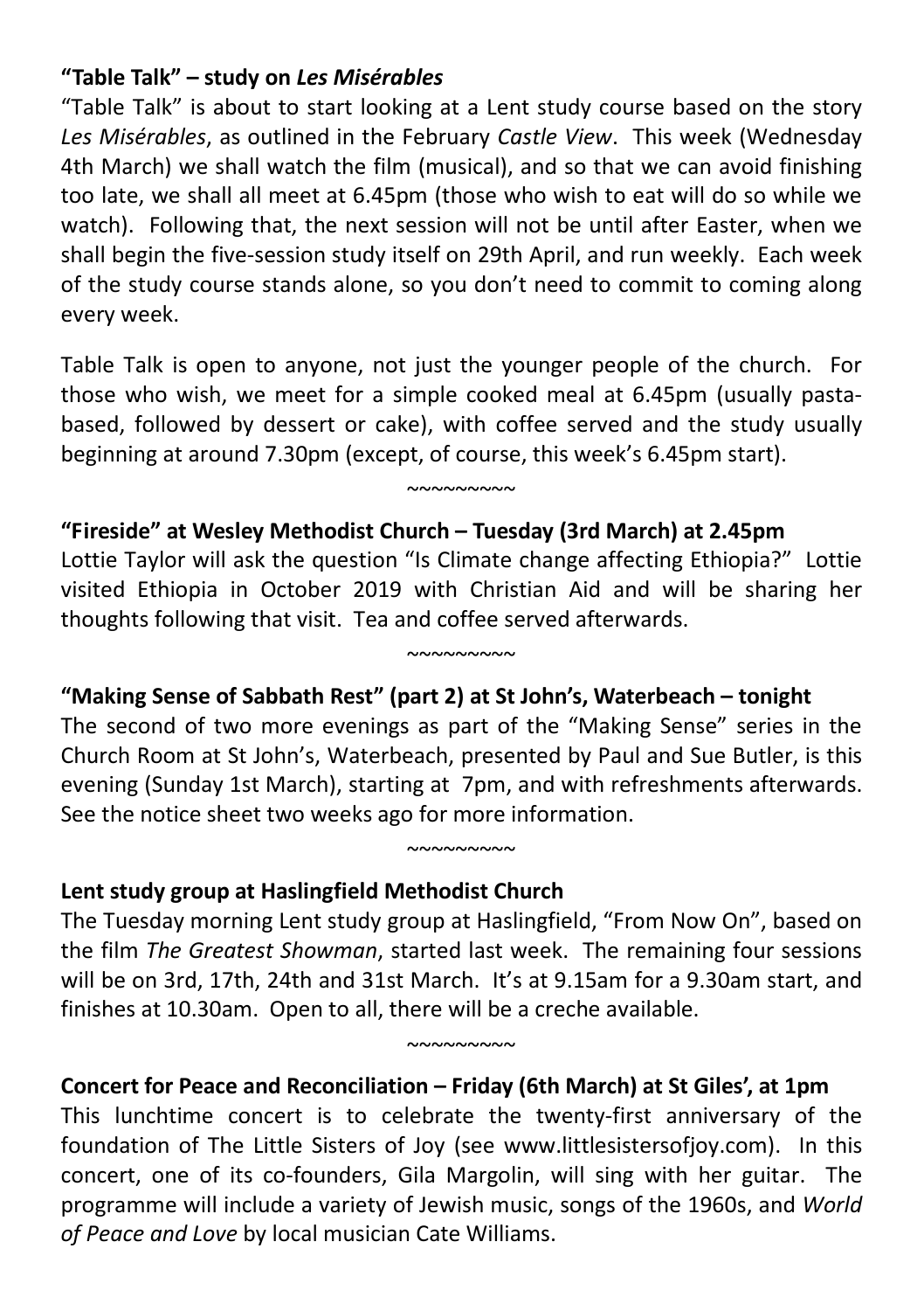**"Table Talk" – study on *Les Misérables***

"Table Talk" is about to start looking at a Lent study course based on the story *Les Misérables*, as outlined in the February *Castle View*. This week (Wednesday 4th March) we shall watch the film (musical), and so that we can avoid finishing too late, we shall all meet at 6.45pm (those who wish to eat will do so while we watch). Following that, the next session will not be until after Easter, when we shall begin the five-session study itself on 29th April, and run weekly. Each week of the study course stands alone, so you don't need to commit to coming along every week.

Table Talk is open to anyone, not just the younger people of the church. For those who wish, we meet for a simple cooked meal at 6.45pm (usually pasta-based, followed by dessert or cake), with coffee served and the study usually beginning at around 7.30pm (except, of course, this week's 6.45pm start).

~~~~~~~~~

**"Fireside" at Wesley Methodist Church – Tuesday (3rd March) at 2.45pm**

Lottie Taylor will ask the question "Is Climate change affecting Ethiopia?" Lottie visited Ethiopia in October 2019 with Christian Aid and will be sharing her thoughts following that visit. Tea and coffee served afterwards.

~~~~~~~~~

**"Making Sense of Sabbath Rest" (part 2) at St John's, Waterbeach – tonight**

The second of two more evenings as part of the "Making Sense" series in the Church Room at St John's, Waterbeach, presented by Paul and Sue Butler, is this evening (Sunday 1st March), starting at 7pm, and with refreshments afterwards. See the notice sheet two weeks ago for more information.

~~~~~~~~~

**Lent study group at Haslingfield Methodist Church**

The Tuesday morning Lent study group at Haslingfield, "From Now On", based on the film *The Greatest Showman*, started last week. The remaining four sessions will be on 3rd, 17th, 24th and 31st March. It's at 9.15am for a 9.30am start, and finishes at 10.30am. Open to all, there will be a creche available.

~~~~~~~~~

**Concert for Peace and Reconciliation – Friday (6th March) at St Giles', at 1pm**

This lunchtime concert is to celebrate the twenty-first anniversary of the foundation of The Little Sisters of Joy (see www.littlesistersofjoy.com). In this concert, one of its co-founders, Gila Margolin, will sing with her guitar. The programme will include a variety of Jewish music, songs of the 1960s, and *World of Peace and Love* by local musician Cate Williams.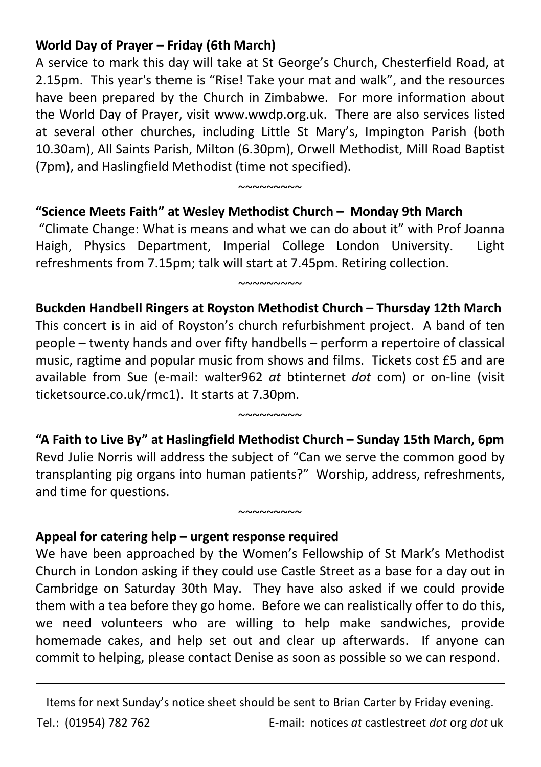**World Day of Prayer – Friday (6th March)**

A service to mark this day will take at St George's Church, Chesterfield Road, at 2.15pm. This year's theme is "Rise! Take your mat and walk", and the resources have been prepared by the Church in Zimbabwe. For more information about the World Day of Prayer, visit www.wwdp.org.uk. There are also services listed at several other churches, including Little St Mary's, Impington Parish (both 10.30am), All Saints Parish, Milton (6.30pm), Orwell Methodist, Mill Road Baptist (7pm), and Haslingfield Methodist (time not specified).

~~~~~~~~~

**"Science Meets Faith" at Wesley Methodist Church – Monday 9th March**

"Climate Change: What is means and what we can do about it" with Prof Joanna Haigh, Physics Department, Imperial College London University. Light refreshments from 7.15pm; talk will start at 7.45pm. Retiring collection.

~~~~~~~~~

**Buckden Handbell Ringers at Royston Methodist Church – Thursday 12th March**

This concert is in aid of Royston's church refurbishment project. A band of ten people – twenty hands and over fifty handbells – perform a repertoire of classical music, ragtime and popular music from shows and films. Tickets cost £5 and are available from Sue (e-mail: walter962 *at* btinternet *dot* com) or on-line (visit ticketsource.co.uk/rmc1). It starts at 7.30pm.

~~~~~~~~~

**"A Faith to Live By" at Haslingfield Methodist Church – Sunday 15th March, 6pm**

Revd Julie Norris will address the subject of "Can we serve the common good by transplanting pig organs into human patients?" Worship, address, refreshments, and time for questions.

~~~~~~~~~

**Appeal for catering help – urgent response required**

We have been approached by the Women's Fellowship of St Mark's Methodist Church in London asking if they could use Castle Street as a base for a day out in Cambridge on Saturday 30th May. They have also asked if we could provide them with a tea before they go home. Before we can realistically offer to do this, we need volunteers who are willing to help make sandwiches, provide homemade cakes, and help set out and clear up afterwards. If anyone can commit to helping, please contact Denise as soon as possible so we can respond.

---

Items for next Sunday's notice sheet should be sent to Brian Carter by Friday evening.

Tel.: (01954) 782 762 E-mail: notices *at* castlestreet *dot* org *dot* uk